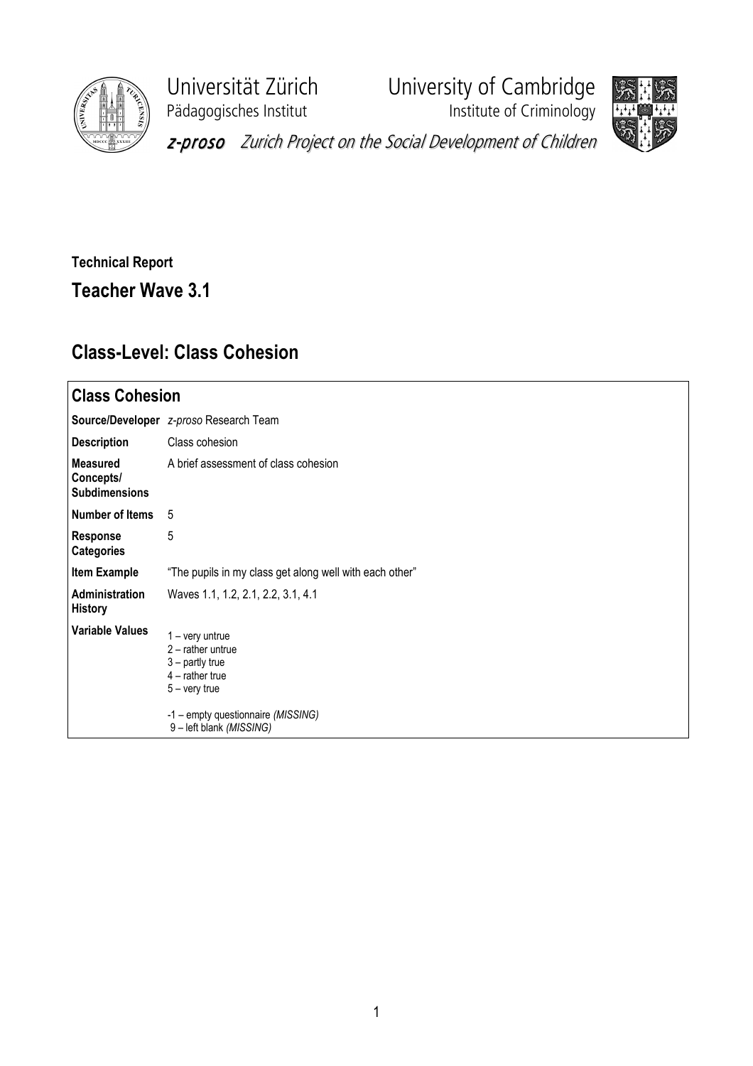Universität Zürich
Pädagogisches Institut

University of Cambridge
Institute of Criminology

*z-proso* *Zurich Project on the Social Development of Children*

**Technical Report**

## Teacher Wave 3.1

# Class-Level: Class Cohesion

| **Class Cohesion** | |
|---|---|
| **Source/Developer** | *z-proso* Research Team |
| **Description** | Class cohesion |
| **Measured Concepts/ Subdimensions** | A brief assessment of class cohesion |
| **Number of Items** | 5 |
| **Response Categories** | 5 |
| **Item Example** | "The pupils in my class get along well with each other" |
| **Administration History** | Waves 1.1, 1.2, 2.1, 2.2, 3.1, 4.1 |
| **Variable Values** | 1 – very untrue<br>2 – rather untrue<br>3 – partly true<br>4 – rather true<br>5 – very true<br><br>-1 – empty questionnaire *(MISSING)*<br>9 – left blank *(MISSING)* |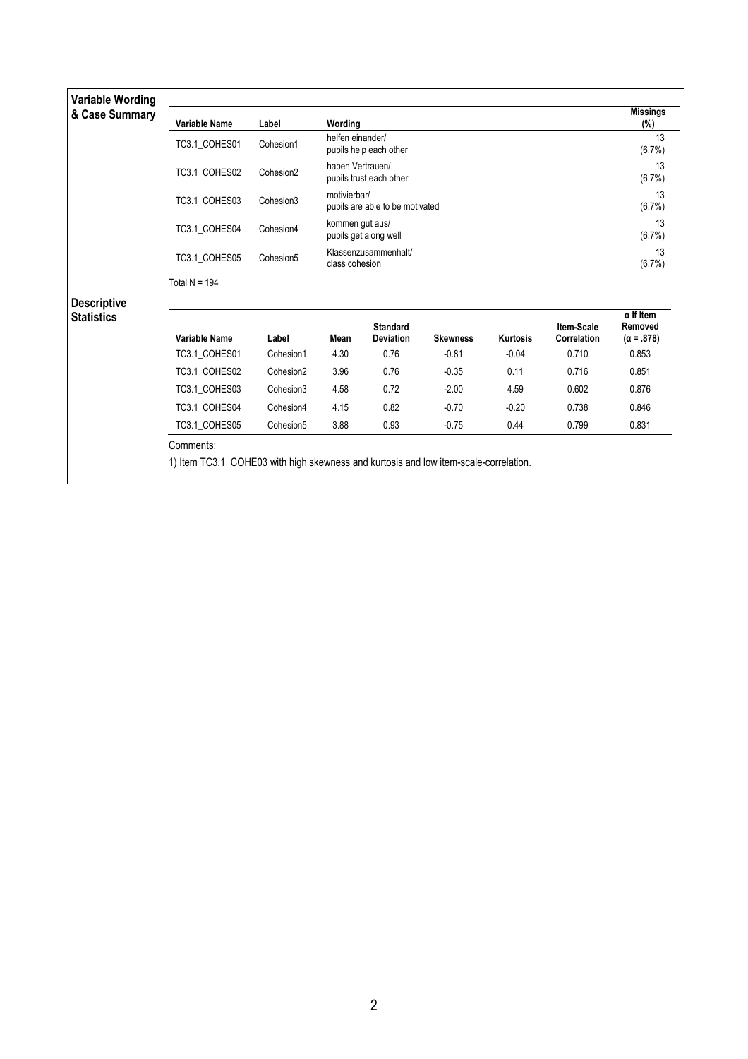## Variable Wording & Case Summary

| Variable Name | Label | Wording | Missings (%) |
|---|---|---|---|
| TC3.1_COHES01 | Cohesion1 | helfen einander/ pupils help each other | 13 (6.7%) |
| TC3.1_COHES02 | Cohesion2 | haben Vertrauen/ pupils trust each other | 13 (6.7%) |
| TC3.1_COHES03 | Cohesion3 | motivierbar/ pupils are able to be motivated | 13 (6.7%) |
| TC3.1_COHES04 | Cohesion4 | kommen gut aus/ pupils get along well | 13 (6.7%) |
| TC3.1_COHES05 | Cohesion5 | Klassenzusammenhalt/ class cohesion | 13 (6.7%) |

Total N = 194

## Descriptive Statistics

| Variable Name | Label | Mean | Standard Deviation | Skewness | Kurtosis | Item-Scale Correlation | α If Item Removed (α = .878) |
|---|---|---|---|---|---|---|---|
| TC3.1_COHES01 | Cohesion1 | 4.30 | 0.76 | -0.81 | -0.04 | 0.710 | 0.853 |
| TC3.1_COHES02 | Cohesion2 | 3.96 | 0.76 | -0.35 | 0.11 | 0.716 | 0.851 |
| TC3.1_COHES03 | Cohesion3 | 4.58 | 0.72 | -2.00 | 4.59 | 0.602 | 0.876 |
| TC3.1_COHES04 | Cohesion4 | 4.15 | 0.82 | -0.70 | -0.20 | 0.738 | 0.846 |
| TC3.1_COHES05 | Cohesion5 | 3.88 | 0.93 | -0.75 | 0.44 | 0.799 | 0.831 |

Comments:

1) Item TC3.1_COHE03 with high skewness and kurtosis and low item-scale-correlation.